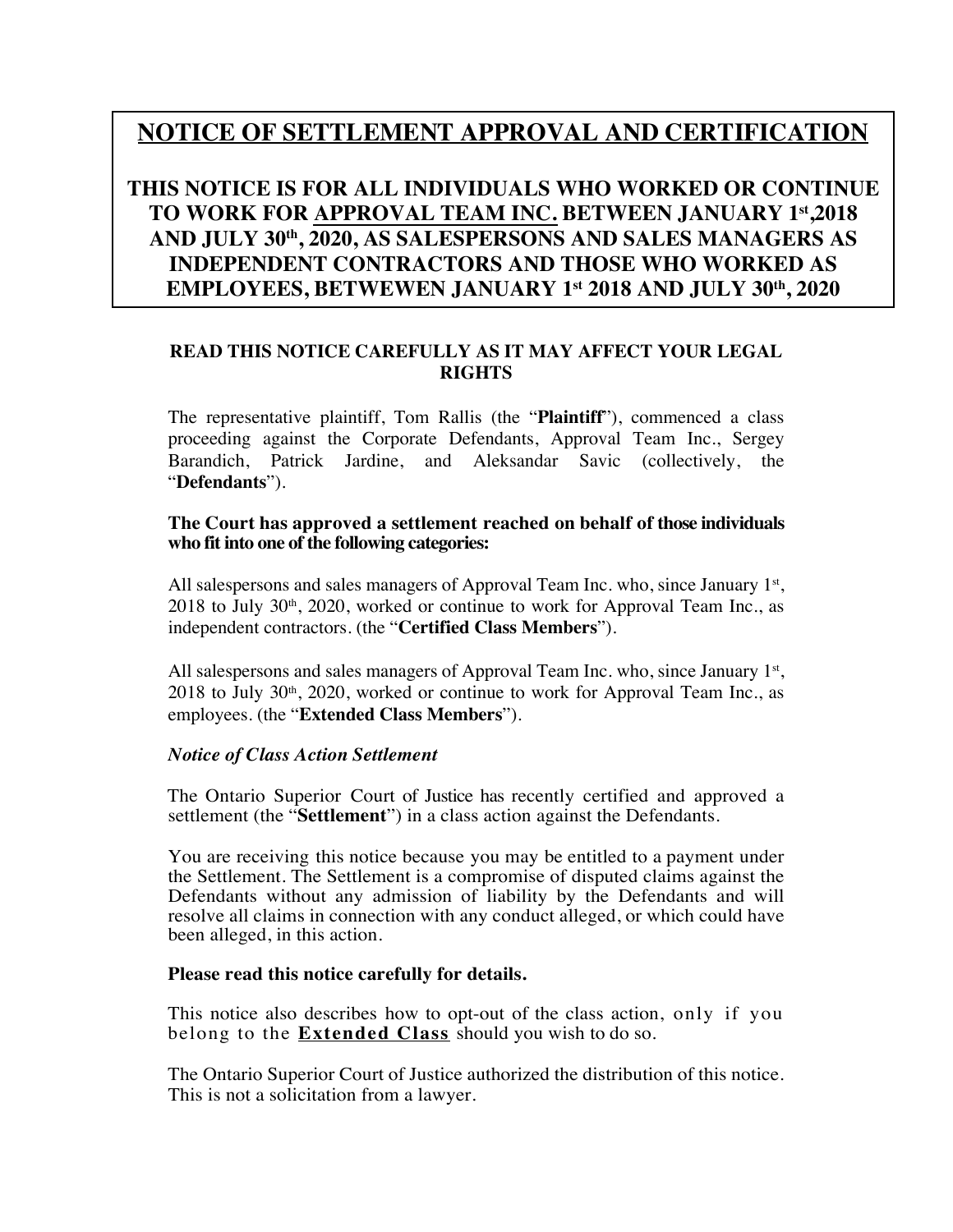# NOTICE OF SETTLEMENT APPROVAL AND CERTIFICATION

## THIS NOTICE IS FOR ALL INDIVIDUALS WHO WORKED OR CONTINUE TO WORK FOR APPROVAL TEAM INC. BETWEEN JANUARY 1st,2018 AND JULY 30th, 2020, AS SALESPERSONS AND SALES MANAGERS AS INDEPENDENT CONTRACTORS AND THOSE WHO WORKED AS EMPLOYEES, BETWEWEN JANUARY 1st 2018 AND JULY 30th, 2020

**READ THIS NOTICE CAREFULLY AS IT MAY AFFECT YOUR LEGAL RIGHTS**

The representative plaintiff, Tom Rallis (the "**Plaintiff**"), commenced a class proceeding against the Corporate Defendants, Approval Team Inc., Sergey Barandich, Patrick Jardine, and Aleksandar Savic (collectively, the "**Defendants**").

**The Court has approved a settlement reached on behalf of those individuals who fit into one of the following categories:**

All salespersons and sales managers of Approval Team Inc. who, since January 1st, 2018 to July 30th, 2020, worked or continue to work for Approval Team Inc., as independent contractors. (the "**Certified Class Members**").

All salespersons and sales managers of Approval Team Inc. who, since January 1st, 2018 to July 30th, 2020, worked or continue to work for Approval Team Inc., as employees. (the "**Extended Class Members**").

***Notice of Class Action Settlement***

The Ontario Superior Court of Justice has recently certified and approved a settlement (the "**Settlement**") in a class action against the Defendants.

You are receiving this notice because you may be entitled to a payment under the Settlement. The Settlement is a compromise of disputed claims against the Defendants without any admission of liability by the Defendants and will resolve all claims in connection with any conduct alleged, or which could have been alleged, in this action.

**Please read this notice carefully for details.**

This notice also describes how to opt-out of the class action, only if you belong to the **Extended Class** should you wish to do so.

The Ontario Superior Court of Justice authorized the distribution of this notice. This is not a solicitation from a lawyer.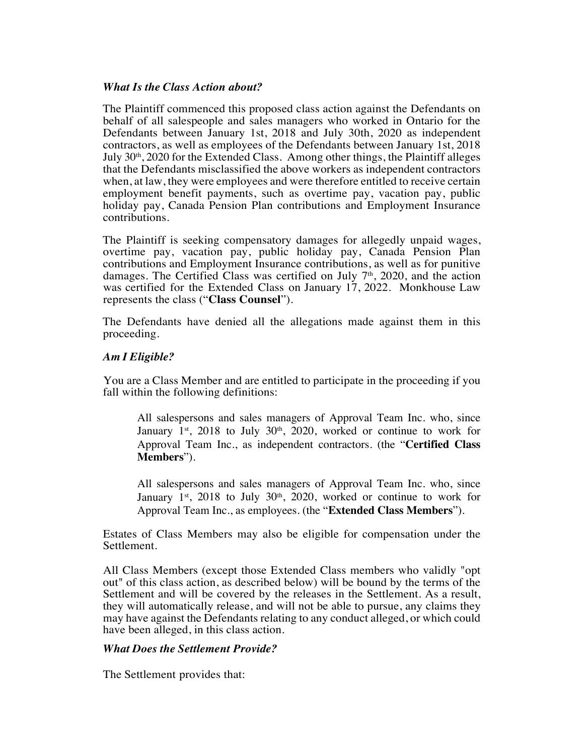***What Is the Class Action about?***

The Plaintiff commenced this proposed class action against the Defendants on behalf of all salespeople and sales managers who worked in Ontario for the Defendants between January 1st, 2018 and July 30th, 2020 as independent contractors, as well as employees of the Defendants between January 1st, 2018 July 30th, 2020 for the Extended Class. Among other things, the Plaintiff alleges that the Defendants misclassified the above workers as independent contractors when, at law, they were employees and were therefore entitled to receive certain employment benefit payments, such as overtime pay, vacation pay, public holiday pay, Canada Pension Plan contributions and Employment Insurance contributions.

The Plaintiff is seeking compensatory damages for allegedly unpaid wages, overtime pay, vacation pay, public holiday pay, Canada Pension Plan contributions and Employment Insurance contributions, as well as for punitive damages. The Certified Class was certified on July 7th, 2020, and the action was certified for the Extended Class on January 17, 2022. Monkhouse Law represents the class ("**Class Counsel**").

The Defendants have denied all the allegations made against them in this proceeding.

***Am I Eligible?***

You are a Class Member and are entitled to participate in the proceeding if you fall within the following definitions:

> All salespersons and sales managers of Approval Team Inc. who, since January 1st, 2018 to July 30th, 2020, worked or continue to work for Approval Team Inc., as independent contractors. (the "**Certified Class Members**").
>
> All salespersons and sales managers of Approval Team Inc. who, since January 1st, 2018 to July 30th, 2020, worked or continue to work for Approval Team Inc., as employees. (the "**Extended Class Members**").

Estates of Class Members may also be eligible for compensation under the Settlement.

All Class Members (except those Extended Class members who validly "opt out" of this class action, as described below) will be bound by the terms of the Settlement and will be covered by the releases in the Settlement. As a result, they will automatically release, and will not be able to pursue, any claims they may have against the Defendants relating to any conduct alleged, or which could have been alleged, in this class action.

***What Does the Settlement Provide?***

The Settlement provides that: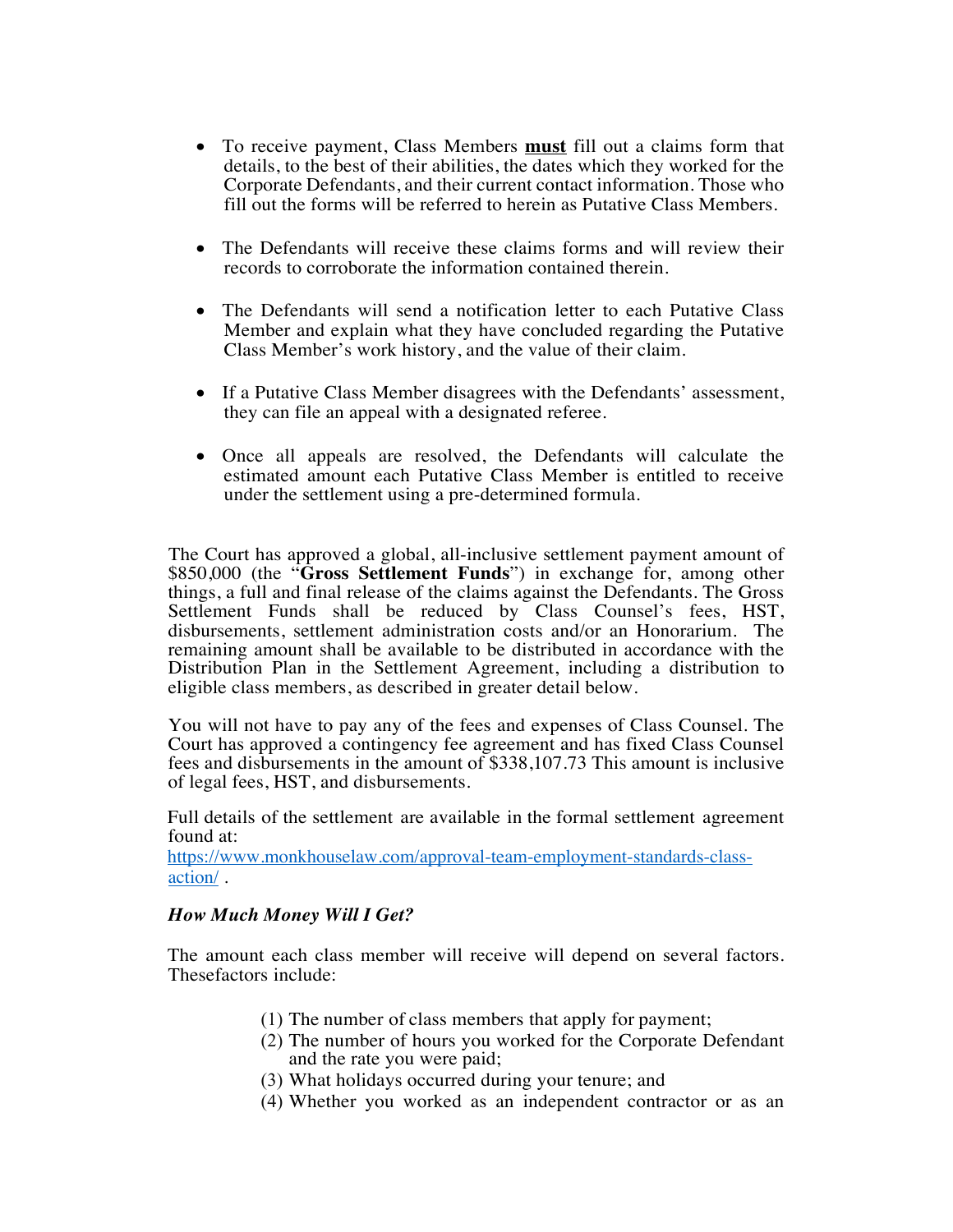- To receive payment, Class Members **must** fill out a claims form that details, to the best of their abilities, the dates which they worked for the Corporate Defendants, and their current contact information. Those who fill out the forms will be referred to herein as Putative Class Members.

- The Defendants will receive these claims forms and will review their records to corroborate the information contained therein.

- The Defendants will send a notification letter to each Putative Class Member and explain what they have concluded regarding the Putative Class Member's work history, and the value of their claim.

- If a Putative Class Member disagrees with the Defendants' assessment, they can file an appeal with a designated referee.

- Once all appeals are resolved, the Defendants will calculate the estimated amount each Putative Class Member is entitled to receive under the settlement using a pre-determined formula.

The Court has approved a global, all-inclusive settlement payment amount of $850,000 (the "**Gross Settlement Funds**") in exchange for, among other things, a full and final release of the claims against the Defendants. The Gross Settlement Funds shall be reduced by Class Counsel's fees, HST, disbursements, settlement administration costs and/or an Honorarium. The remaining amount shall be available to be distributed in accordance with the Distribution Plan in the Settlement Agreement, including a distribution to eligible class members, as described in greater detail below.

You will not have to pay any of the fees and expenses of Class Counsel. The Court has approved a contingency fee agreement and has fixed Class Counsel fees and disbursements in the amount of $338,107.73 This amount is inclusive of legal fees, HST, and disbursements.

Full details of the settlement are available in the formal settlement agreement found at:
[https://www.monkhouselaw.com/approval-team-employment-standards-class-action/](https://www.monkhouselaw.com/approval-team-employment-standards-class-action/) .

***How Much Money Will I Get?***

The amount each class member will receive will depend on several factors. Thesefactors include:

(1) The number of class members that apply for payment;
(2) The number of hours you worked for the Corporate Defendant and the rate you were paid;
(3) What holidays occurred during your tenure; and
(4) Whether you worked as an independent contractor or as an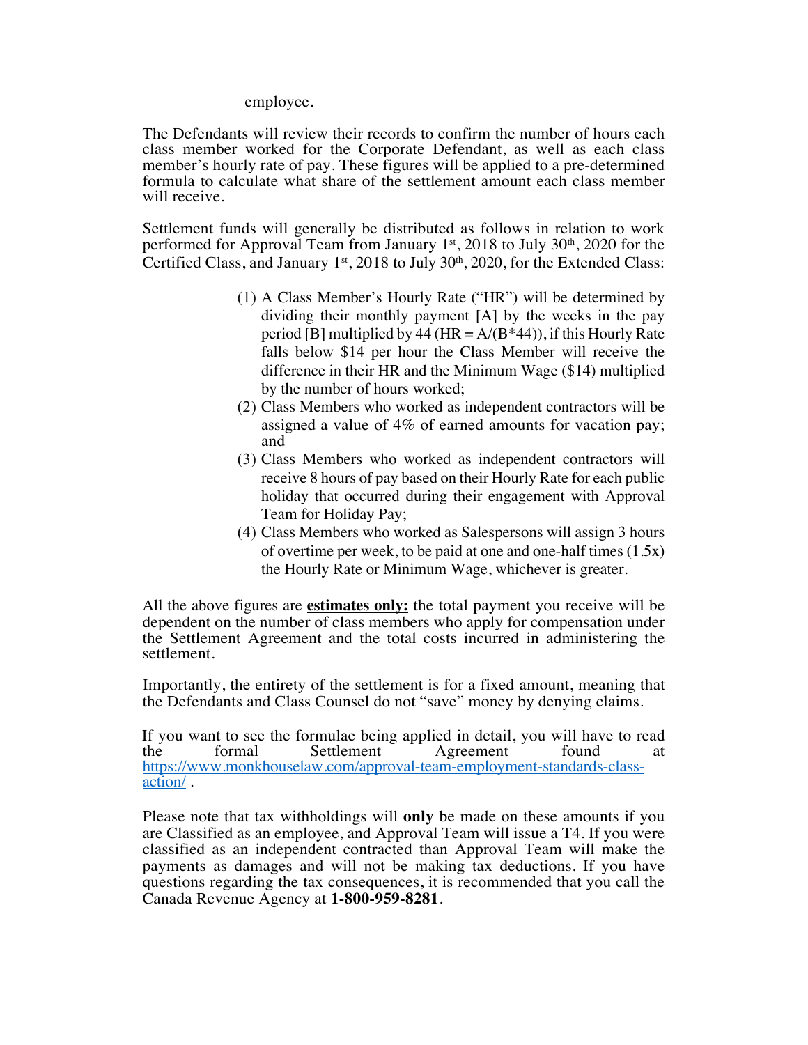employee.

The Defendants will review their records to confirm the number of hours each class member worked for the Corporate Defendant, as well as each class member's hourly rate of pay. These figures will be applied to a pre-determined formula to calculate what share of the settlement amount each class member will receive.

Settlement funds will generally be distributed as follows in relation to work performed for Approval Team from January 1st, 2018 to July 30th, 2020 for the Certified Class, and January 1st, 2018 to July 30th, 2020, for the Extended Class:

(1) A Class Member's Hourly Rate ("HR") will be determined by dividing their monthly payment [A] by the weeks in the pay period [B] multiplied by 44 ($HR = A/(B*44)$), if this Hourly Rate falls below $14 per hour the Class Member will receive the difference in their HR and the Minimum Wage ($14) multiplied by the number of hours worked;

(2) Class Members who worked as independent contractors will be assigned a value of 4% of earned amounts for vacation pay; and

(3) Class Members who worked as independent contractors will receive 8 hours of pay based on their Hourly Rate for each public holiday that occurred during their engagement with Approval Team for Holiday Pay;

(4) Class Members who worked as Salespersons will assign 3 hours of overtime per week, to be paid at one and one-half times (1.5x) the Hourly Rate or Minimum Wage, whichever is greater.

All the above figures are **estimates only:** the total payment you receive will be dependent on the number of class members who apply for compensation under the Settlement Agreement and the total costs incurred in administering the settlement.

Importantly, the entirety of the settlement is for a fixed amount, meaning that the Defendants and Class Counsel do not "save" money by denying claims.

If you want to see the formulae being applied in detail, you will have to read the formal Settlement Agreement found at [https://www.monkhouselaw.com/approval-team-employment-standards-class-action/](https://www.monkhouselaw.com/approval-team-employment-standards-class-action/) .

Please note that tax withholdings will **only** be made on these amounts if you are Classified as an employee, and Approval Team will issue a T4. If you were classified as an independent contracted than Approval Team will make the payments as damages and will not be making tax deductions. If you have questions regarding the tax consequences, it is recommended that you call the Canada Revenue Agency at **1-800-959-8281**.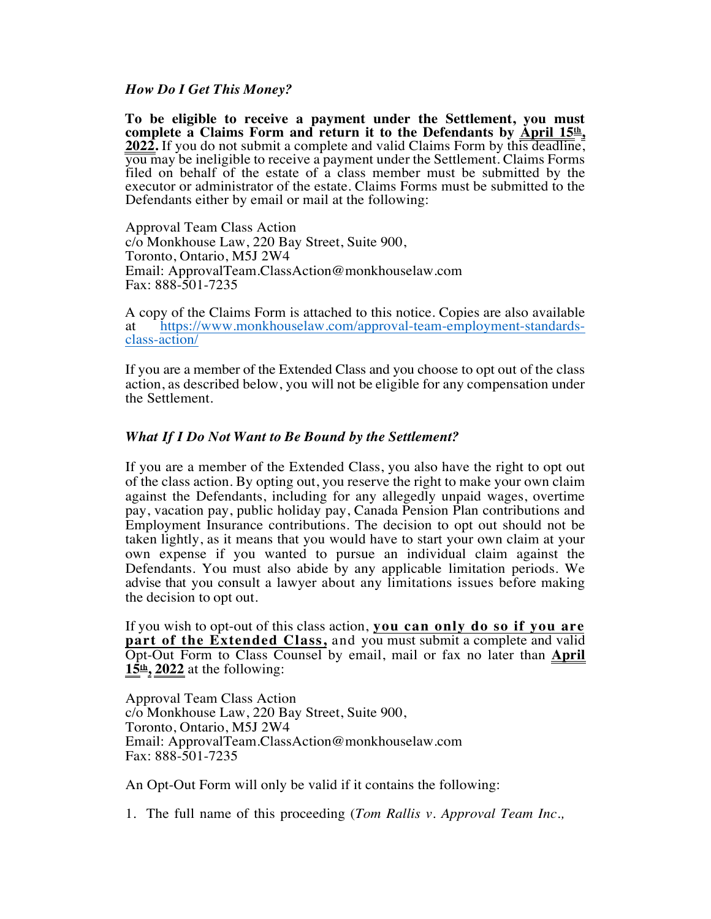### *How Do I Get This Money?*

**To be eligible to receive a payment under the Settlement, you must complete a Claims Form and return it to the Defendants by April 15th, 2022.** If you do not submit a complete and valid Claims Form by this deadline, you may be ineligible to receive a payment under the Settlement. Claims Forms filed on behalf of the estate of a class member must be submitted by the executor or administrator of the estate. Claims Forms must be submitted to the Defendants either by email or mail at the following:

Approval Team Class Action
c/o Monkhouse Law, 220 Bay Street, Suite 900,
Toronto, Ontario, M5J 2W4
Email: ApprovalTeam.ClassAction@monkhouselaw.com
Fax: 888-501-7235

A copy of the Claims Form is attached to this notice. Copies are also available at https://www.monkhouselaw.com/approval-team-employment-standards-class-action/

If you are a member of the Extended Class and you choose to opt out of the class action, as described below, you will not be eligible for any compensation under the Settlement.

### *What If I Do Not Want to Be Bound by the Settlement?*

If you are a member of the Extended Class, you also have the right to opt out of the class action. By opting out, you reserve the right to make your own claim against the Defendants, including for any allegedly unpaid wages, overtime pay, vacation pay, public holiday pay, Canada Pension Plan contributions and Employment Insurance contributions. The decision to opt out should not be taken lightly, as it means that you would have to start your own claim at your own expense if you wanted to pursue an individual claim against the Defendants. You must also abide by any applicable limitation periods. We advise that you consult a lawyer about any limitations issues before making the decision to opt out.

If you wish to opt-out of this class action, **you can only do so if you are part of the Extended Class,** and you must submit a complete and valid Opt-Out Form to Class Counsel by email, mail or fax no later than **April 15th, 2022** at the following:

Approval Team Class Action
c/o Monkhouse Law, 220 Bay Street, Suite 900,
Toronto, Ontario, M5J 2W4
Email: ApprovalTeam.ClassAction@monkhouselaw.com
Fax: 888-501-7235

An Opt-Out Form will only be valid if it contains the following:

1. The full name of this proceeding (*Tom Rallis v. Approval Team Inc.,*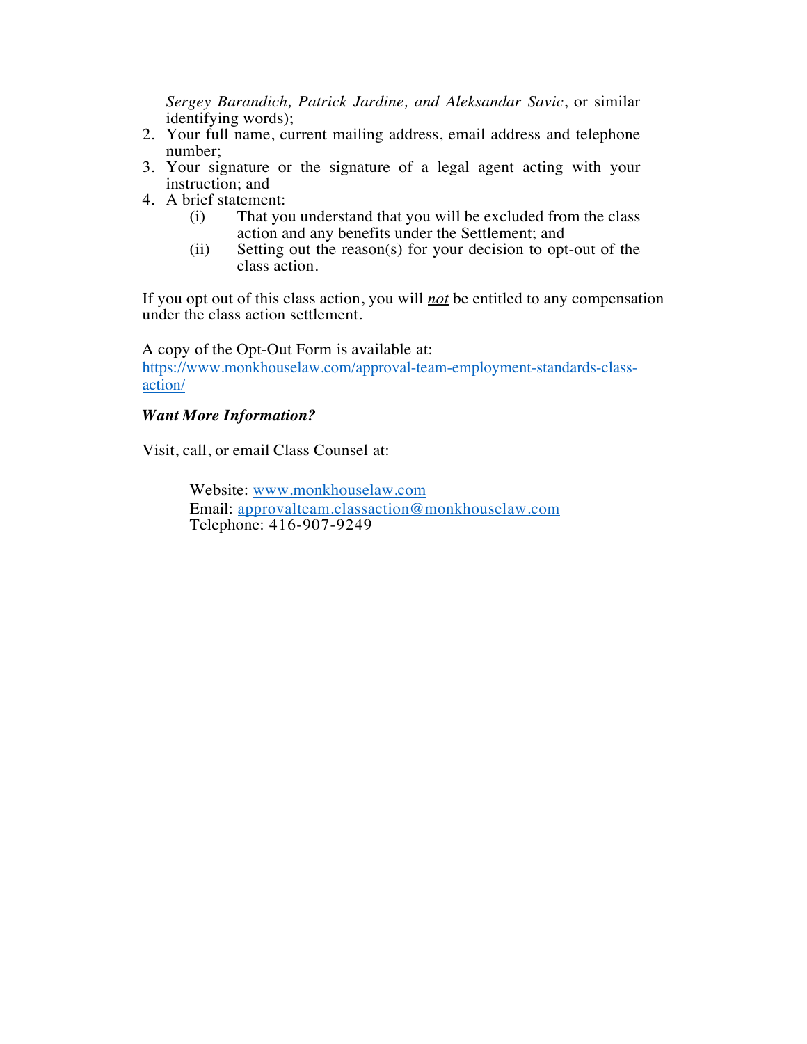*Sergey Barandich, Patrick Jardine, and Aleksandar Savic*, or similar identifying words);
2. Your full name, current mailing address, email address and telephone number;
3. Your signature or the signature of a legal agent acting with your instruction; and
4. A brief statement:
   (i) That you understand that you will be excluded from the class action and any benefits under the Settlement; and
   (ii) Setting out the reason(s) for your decision to opt-out of the class action.

If you opt out of this class action, you will ***not*** be entitled to any compensation under the class action settlement.

A copy of the Opt-Out Form is available at:
https://www.monkhouselaw.com/approval-team-employment-standards-class-action/

***Want More Information?***

Visit, call, or email Class Counsel at:

Website: www.monkhouselaw.com
Email: approvalteam.classaction@monkhouselaw.com
Telephone: 416-907-9249